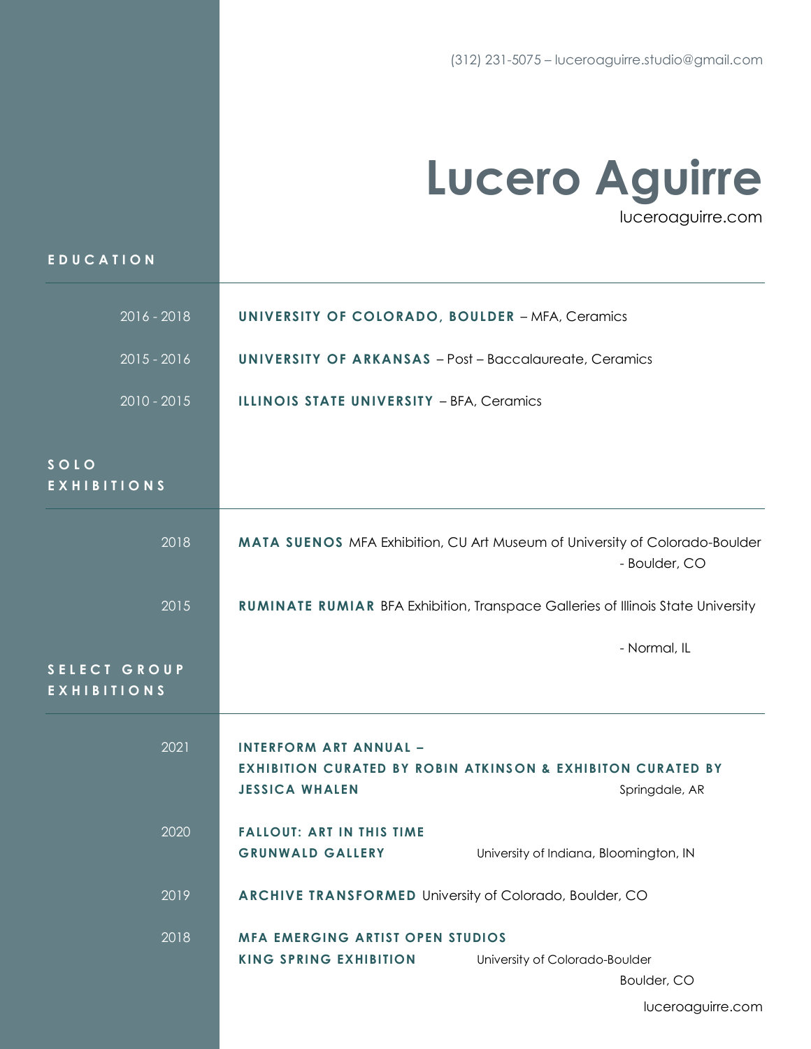(312) 231-5075 – luceroaguirre.studio@gmail.com

# Lucero Aguirre

luceroaguirre.com

## EDUCATION

2016 - 2018 **UNIVERSITY OF COLORADO, BOULDER** – MFA, Ceramics

2015 - 2016 **UNIVERSITY OF ARKANSAS** – Post – Baccalaureate, Ceramics

2010 - 2015 **ILLINOIS STATE UNIVERSITY** – BFA, Ceramics

## SOLO EXHIBITIONS

2018 **MATA SUENOS** MFA Exhibition, CU Art Museum of University of Colorado-Boulder - Boulder, CO

2015 **RUMINATE RUMIAR** BFA Exhibition, Transpace Galleries of Illinois State University - Normal, IL

## SELECT GROUP EXHIBITIONS

2021 **INTERFORM ART ANNUAL – EXHIBITION CURATED BY ROBIN ATKINSON & EXHIBITON CURATED BY JESSICA WHALEN** Springdale, AR

2020 **FALLOUT: ART IN THIS TIME GRUNWALD GALLERY** University of Indiana, Bloomington, IN

2019 **ARCHIVE TRANSFORMED** University of Colorado, Boulder, CO

2018 **MFA EMERGING ARTIST OPEN STUDIOS KING SPRING EXHIBITION** University of Colorado-Boulder Boulder, CO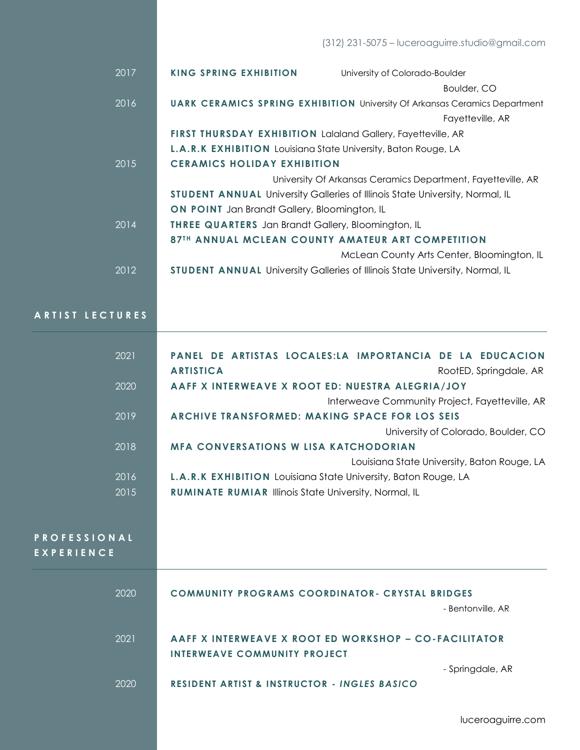(312) 231-5075 – luceroaguirre.studio@gmail.com

2017 **KING SPRING EXHIBITION** University of Colorado-Boulder, Boulder, CO

2016 **UARK CERAMICS SPRING EXHIBITION** University Of Arkansas Ceramics Department, Fayetteville, AR

**FIRST THURSDAY EXHIBITION** Lalaland Gallery, Fayetteville, AR

**L.A.R.K EXHIBITION** Louisiana State University, Baton Rouge, LA

2015 **CERAMICS HOLIDAY EXHIBITION** University Of Arkansas Ceramics Department, Fayetteville, AR

**STUDENT ANNUAL** University Galleries of Illinois State University, Normal, IL

**ON POINT** Jan Brandt Gallery, Bloomington, IL

2014 **THREE QUARTERS** Jan Brandt Gallery, Bloomington, IL

**87TH ANNUAL MCLEAN COUNTY AMATEUR ART COMPETITION** McLean County Arts Center, Bloomington, IL

2012 **STUDENT ANNUAL** University Galleries of Illinois State University, Normal, IL

## ARTIST LECTURES

2021 **PANEL DE ARTISTAS LOCALES:LA IMPORTANCIA DE LA EDUCACION ARTISTICA** RootED, Springdale, AR

2020 **AAFF X INTERWEAVE X ROOT ED: NUESTRA ALEGRIA/JOY** Interweave Community Project, Fayetteville, AR

2019 **ARCHIVE TRANSFORMED: MAKING SPACE FOR LOS SEIS** University of Colorado, Boulder, CO

2018 **MFA CONVERSATIONS W LISA KATCHODORIAN** Louisiana State University, Baton Rouge, LA

2016 **L.A.R.K EXHIBITION** Louisiana State University, Baton Rouge, LA

2015 **RUMINATE RUMIAR** Illinois State University, Normal, IL

## PROFESSIONAL EXPERIENCE

2020 **COMMUNITY PROGRAMS COORDINATOR- CRYSTAL BRIDGES**
- Bentonville, AR

2021 **AAFF X INTERWEAVE X ROOT ED WORKSHOP – CO-FACILITATOR**
**INTERWEAVE COMMUNITY PROJECT**
- Springdale, AR

2020 **RESIDENT ARTIST & INSTRUCTOR - *INGLES BASICO***

luceroaguirre.com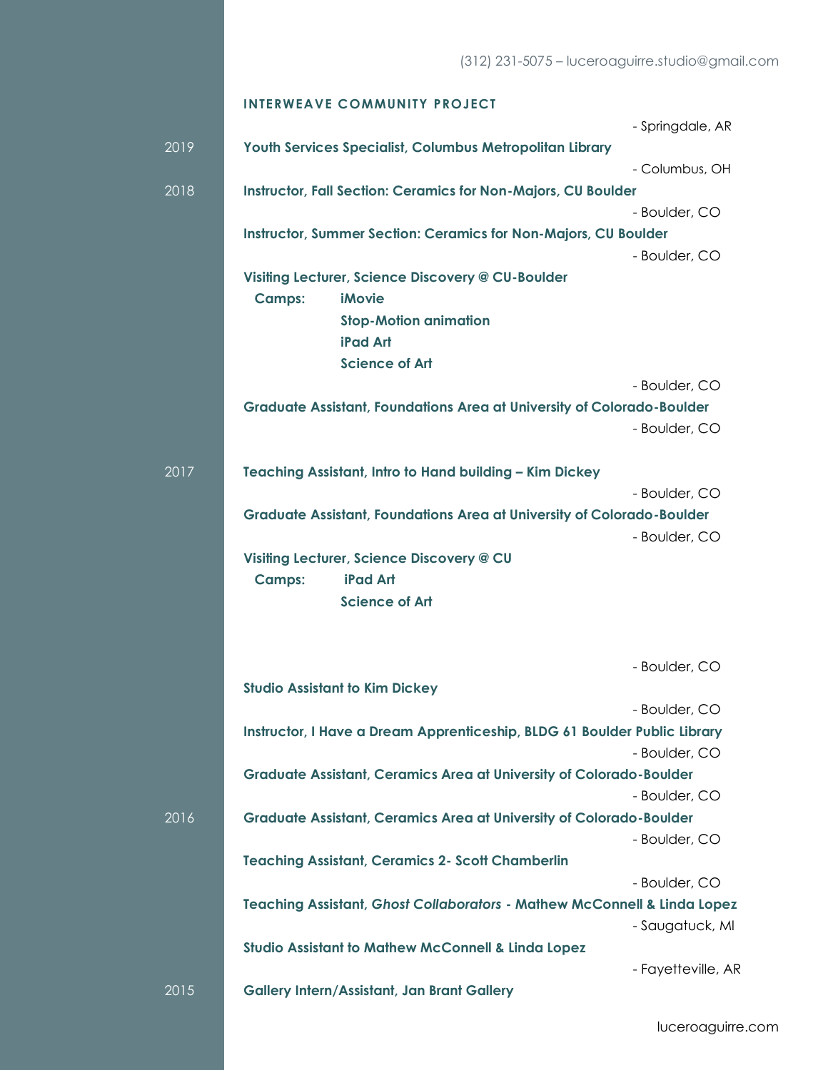(312) 231-5075 – luceroaguirre.studio@gmail.com

**INTERWEAVE COMMUNITY PROJECT**

- Springdale, AR

2019 **Youth Services Specialist, Columbus Metropolitan Library**

- Columbus, OH

2018 **Instructor, Fall Section: Ceramics for Non-Majors, CU Boulder**

- Boulder, CO

**Instructor, Summer Section: Ceramics for Non-Majors, CU Boulder**

- Boulder, CO

**Visiting Lecturer, Science Discovery @ CU-Boulder**

**Camps:** **iMovie**
**Stop-Motion animation**
**iPad Art**
**Science of Art**

- Boulder, CO

**Graduate Assistant, Foundations Area at University of Colorado-Boulder**

- Boulder, CO

2017 **Teaching Assistant, Intro to Hand building – Kim Dickey**

- Boulder, CO

**Graduate Assistant, Foundations Area at University of Colorado-Boulder**

- Boulder, CO

**Visiting Lecturer, Science Discovery @ CU**

**Camps:** **iPad Art**
**Science of Art**

- Boulder, CO

**Studio Assistant to Kim Dickey**

- Boulder, CO

**Instructor, I Have a Dream Apprenticeship, BLDG 61 Boulder Public Library**

- Boulder, CO

**Graduate Assistant, Ceramics Area at University of Colorado-Boulder**

- Boulder, CO

2016 **Graduate Assistant, Ceramics Area at University of Colorado-Boulder**

- Boulder, CO

**Teaching Assistant, Ceramics 2- Scott Chamberlin**

- Boulder, CO

**Teaching Assistant, *Ghost Collaborators* - Mathew McConnell & Linda Lopez**

- Saugatuck, MI

**Studio Assistant to Mathew McConnell & Linda Lopez**

- Fayetteville, AR

2015 **Gallery Intern/Assistant, Jan Brant Gallery**

luceroaguirre.com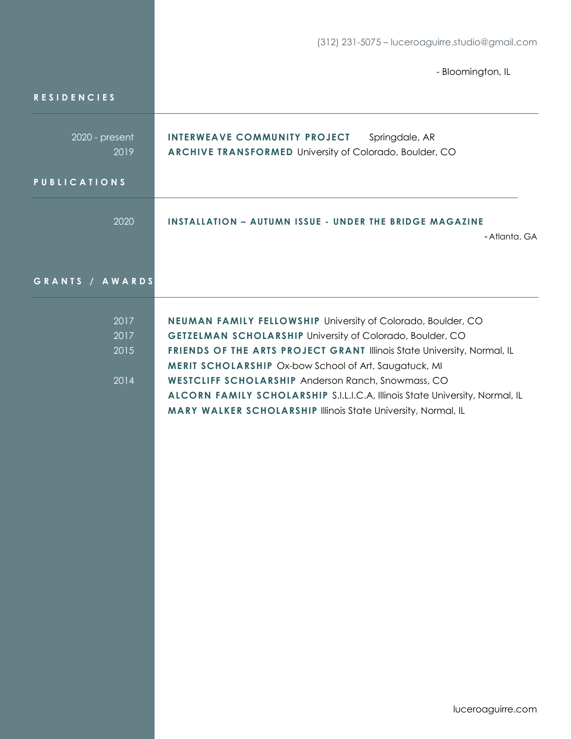(312) 231-5075 – luceroaguirre.studio@gmail.com

- Bloomington, IL

## RESIDENCIES

2020 - present **INTERWEAVE COMMUNITY PROJECT** Springdale, AR

2019 **ARCHIVE TRANSFORMED** University of Colorado, Boulder, CO

## PUBLICATIONS

2020 **INSTALLATION – AUTUMN ISSUE - UNDER THE BRIDGE MAGAZINE** - Atlanta, GA

## GRANTS / AWARDS

2017 **NEUMAN FAMILY FELLOWSHIP** University of Colorado, Boulder, CO

2017 **GETZELMAN SCHOLARSHIP** University of Colorado, Boulder, CO

2015 **FRIENDS OF THE ARTS PROJECT GRANT** Illinois State University, Normal, IL

**MERIT SCHOLARSHIP** Ox-bow School of Art, Saugatuck, MI

2014 **WESTCLIFF SCHOLARSHIP** Anderson Ranch, Snowmass, CO

**ALCORN FAMILY SCHOLARSHIP** S.I.L.I.C.A, Illinois State University, Normal, IL

**MARY WALKER SCHOLARSHIP** Illinois State University, Normal, IL

luceroaguirre.com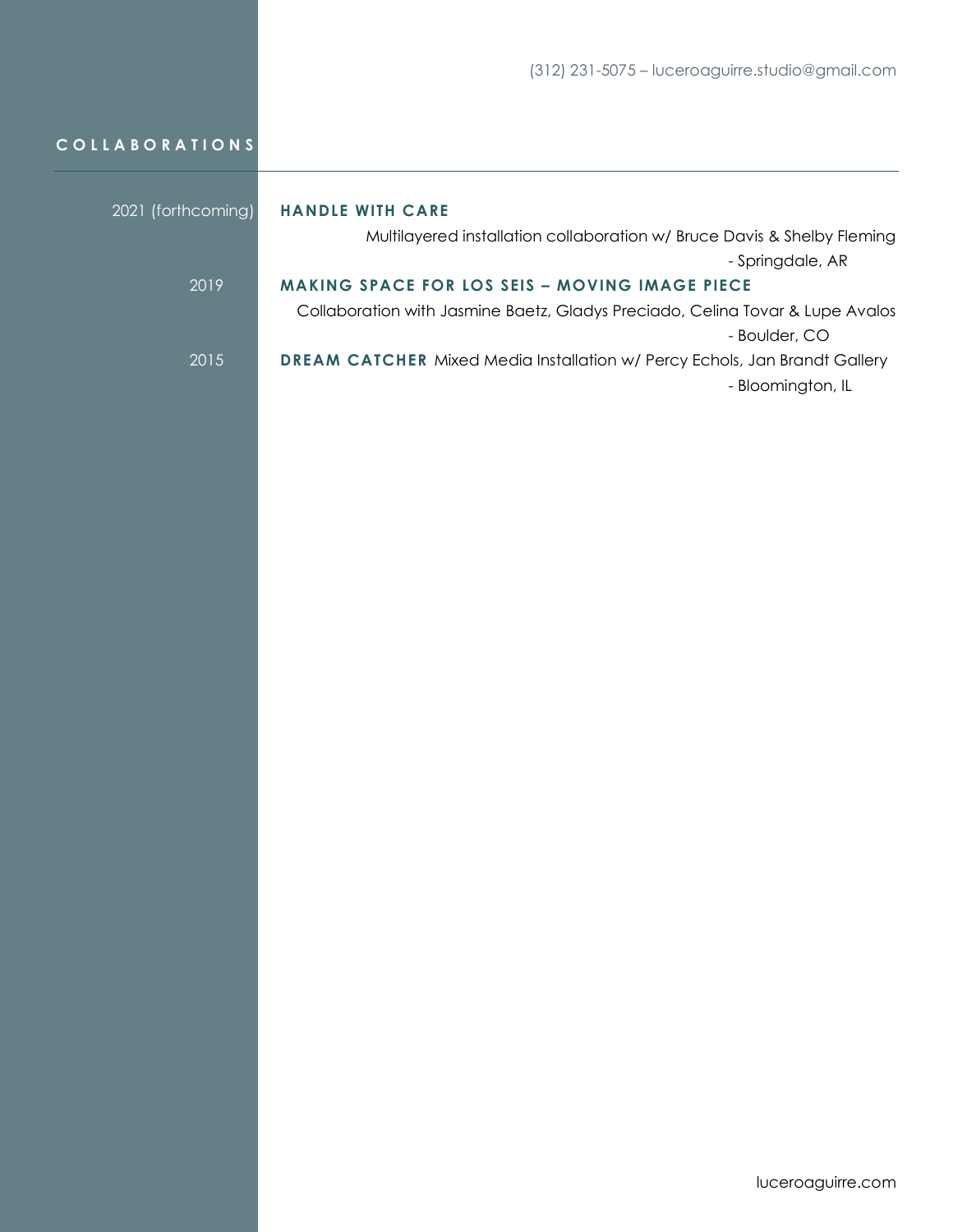## COLLABORATIONS

2021 (forthcoming) **HANDLE WITH CARE**
Multilayered installation collaboration w/ Bruce Davis & Shelby Fleming
- Springdale, AR

2019 **MAKING SPACE FOR LOS SEIS – MOVING IMAGE PIECE**
Collaboration with Jasmine Baetz, Gladys Preciado, Celina Tovar & Lupe Avalos
- Boulder, CO

2015 **DREAM CATCHER** Mixed Media Installation w/ Percy Echols, Jan Brandt Gallery
- Bloomington, IL